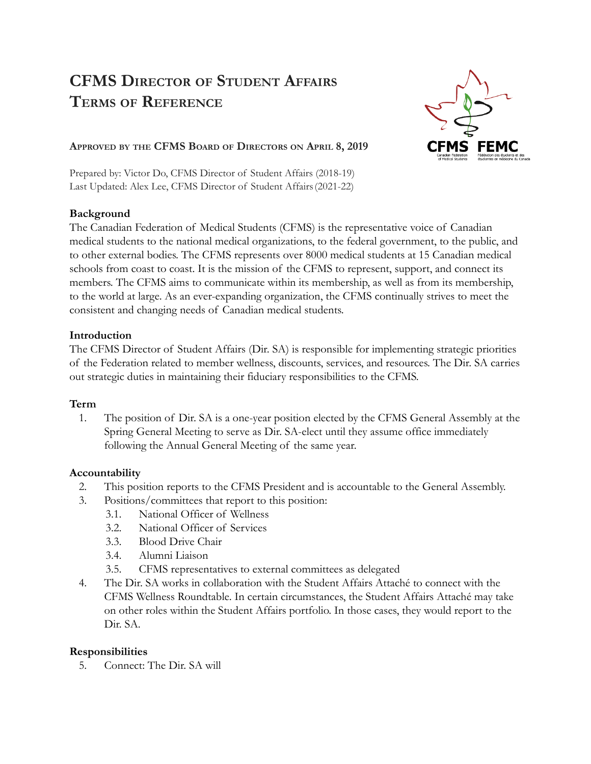# CFMS Director of Student Affairs Terms of Reference

**Approved by the CFMS Board of Directors on April 8, 2019**

Prepared by: Victor Do, CFMS Director of Student Affairs (2018-19)
Last Updated: Alex Lee, CFMS Director of Student Affairs (2021-22)

**Background**

The Canadian Federation of Medical Students (CFMS) is the representative voice of Canadian medical students to the national medical organizations, to the federal government, to the public, and to other external bodies. The CFMS represents over 8000 medical students at 15 Canadian medical schools from coast to coast. It is the mission of the CFMS to represent, support, and connect its members. The CFMS aims to communicate within its membership, as well as from its membership, to the world at large. As an ever-expanding organization, the CFMS continually strives to meet the consistent and changing needs of Canadian medical students.

**Introduction**

The CFMS Director of Student Affairs (Dir. SA) is responsible for implementing strategic priorities of the Federation related to member wellness, discounts, services, and resources. The Dir. SA carries out strategic duties in maintaining their fiduciary responsibilities to the CFMS.

**Term**

1. The position of Dir. SA is a one-year position elected by the CFMS General Assembly at the Spring General Meeting to serve as Dir. SA-elect until they assume office immediately following the Annual General Meeting of the same year.

**Accountability**

2. This position reports to the CFMS President and is accountable to the General Assembly.
3. Positions/committees that report to this position:
   - 3.1. National Officer of Wellness
   - 3.2. National Officer of Services
   - 3.3. Blood Drive Chair
   - 3.4. Alumni Liaison
   - 3.5. CFMS representatives to external committees as delegated
4. The Dir. SA works in collaboration with the Student Affairs Attaché to connect with the CFMS Wellness Roundtable. In certain circumstances, the Student Affairs Attaché may take on other roles within the Student Affairs portfolio. In those cases, they would report to the Dir. SA.

**Responsibilities**

5. Connect: The Dir. SA will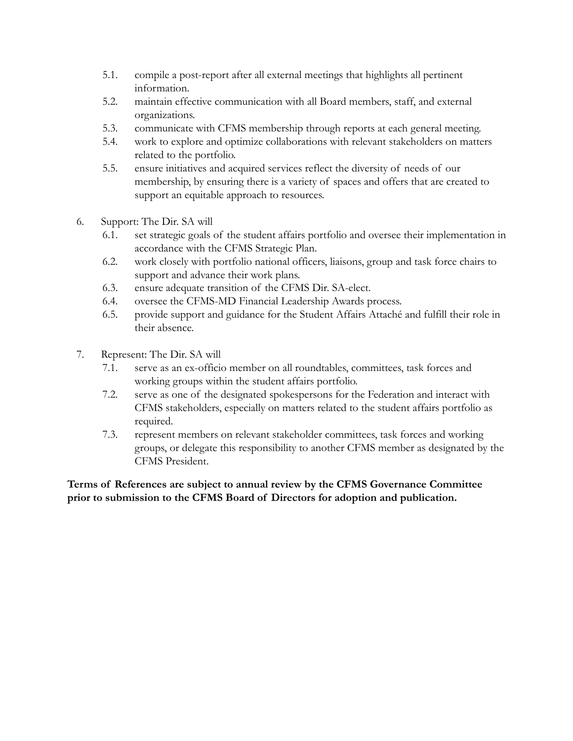5.1. compile a post-report after all external meetings that highlights all pertinent information.
5.2. maintain effective communication with all Board members, staff, and external organizations.
5.3. communicate with CFMS membership through reports at each general meeting.
5.4. work to explore and optimize collaborations with relevant stakeholders on matters related to the portfolio.
5.5. ensure initiatives and acquired services reflect the diversity of needs of our membership, by ensuring there is a variety of spaces and offers that are created to support an equitable approach to resources.

6. Support: The Dir. SA will
   6.1. set strategic goals of the student affairs portfolio and oversee their implementation in accordance with the CFMS Strategic Plan.
   6.2. work closely with portfolio national officers, liaisons, group and task force chairs to support and advance their work plans.
   6.3. ensure adequate transition of the CFMS Dir. SA-elect.
   6.4. oversee the CFMS-MD Financial Leadership Awards process.
   6.5. provide support and guidance for the Student Affairs Attaché and fulfill their role in their absence.

7. Represent: The Dir. SA will
   7.1. serve as an ex-officio member on all roundtables, committees, task forces and working groups within the student affairs portfolio.
   7.2. serve as one of the designated spokespersons for the Federation and interact with CFMS stakeholders, especially on matters related to the student affairs portfolio as required.
   7.3. represent members on relevant stakeholder committees, task forces and working groups, or delegate this responsibility to another CFMS member as designated by the CFMS President.

**Terms of References are subject to annual review by the CFMS Governance Committee prior to submission to the CFMS Board of Directors for adoption and publication.**